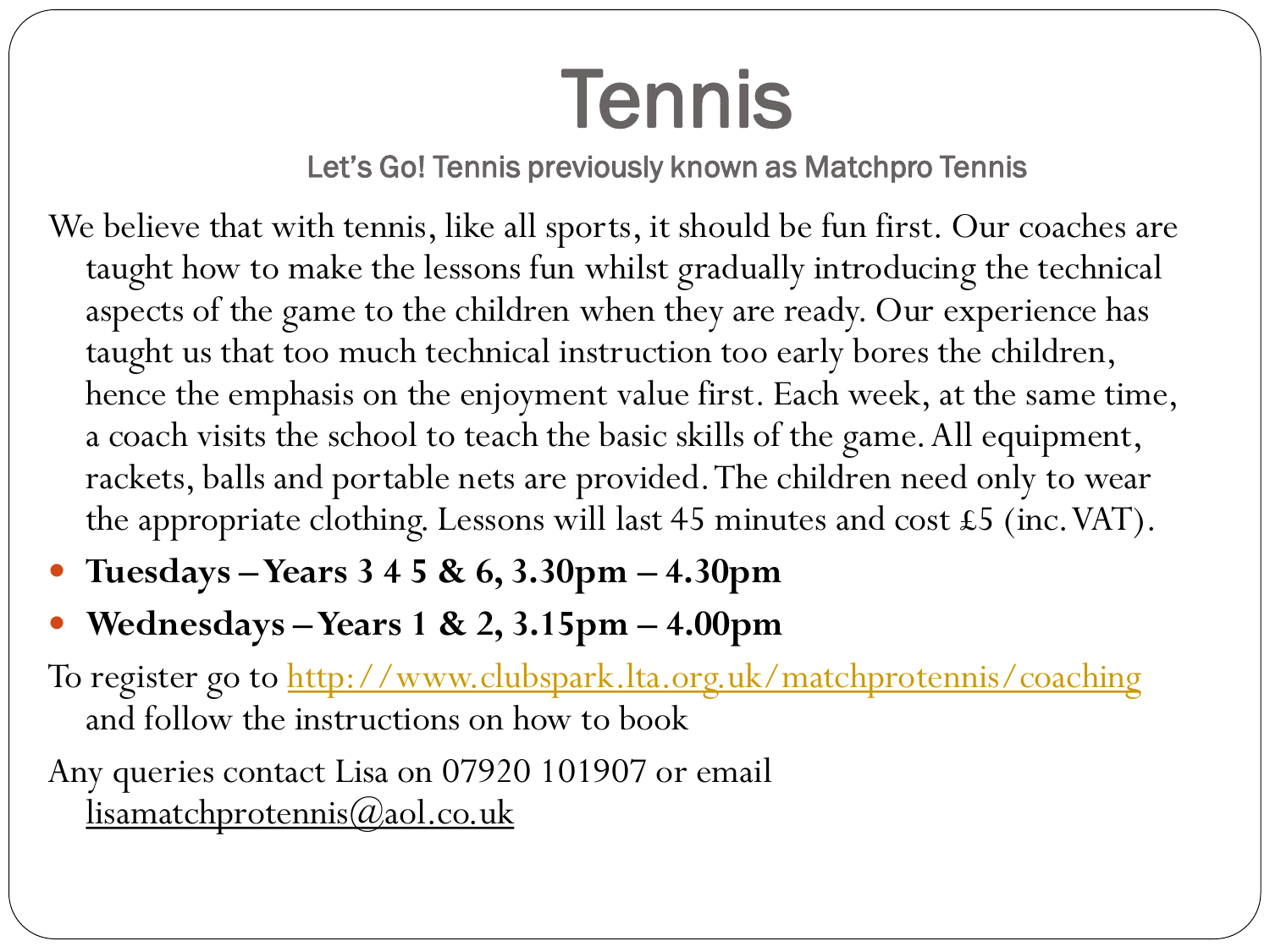# Tennis

## Let's Go! Tennis previously known as Matchpro Tennis

We believe that with tennis, like all sports, it should be fun first. Our coaches are taught how to make the lessons fun whilst gradually introducing the technical aspects of the game to the children when they are ready. Our experience has taught us that too much technical instruction too early bores the children, hence the emphasis on the enjoyment value first. Each week, at the same time, a coach visits the school to teach the basic skills of the game. All equipment, rackets, balls and portable nets are provided. The children need only to wear the appropriate clothing. Lessons will last 45 minutes and cost £5 (inc. VAT).

- **Tuesdays – Years 3 4 5 & 6, 3.30pm – 4.30pm**
- **Wednesdays – Years 1 & 2, 3.15pm – 4.00pm**

To register go to http://www.clubspark.lta.org.uk/matchprotennis/coaching and follow the instructions on how to book

Any queries contact Lisa on 07920 101907 or email lisamatchprotennis@aol.co.uk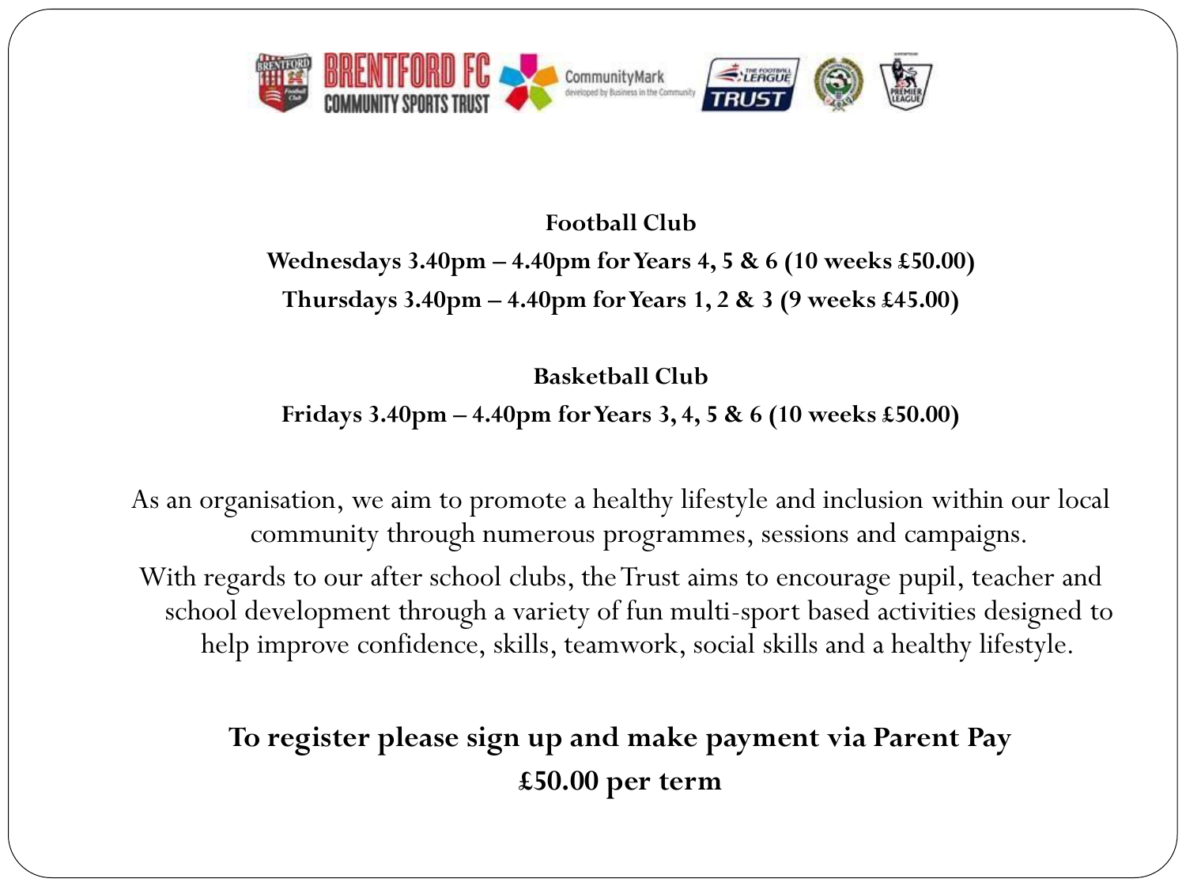**Football Club**

**Wednesdays 3.40pm – 4.40pm for Years 4, 5 & 6 (10 weeks £50.00)**

**Thursdays 3.40pm – 4.40pm for Years 1, 2 & 3 (9 weeks £45.00)**

**Basketball Club**

**Fridays 3.40pm – 4.40pm for Years 3, 4, 5 & 6 (10 weeks £50.00)**

As an organisation, we aim to promote a healthy lifestyle and inclusion within our local community through numerous programmes, sessions and campaigns.

With regards to our after school clubs, the Trust aims to encourage pupil, teacher and school development through a variety of fun multi-sport based activities designed to help improve confidence, skills, teamwork, social skills and a healthy lifestyle.

**To register please sign up and make payment via Parent Pay**

**£50.00 per term**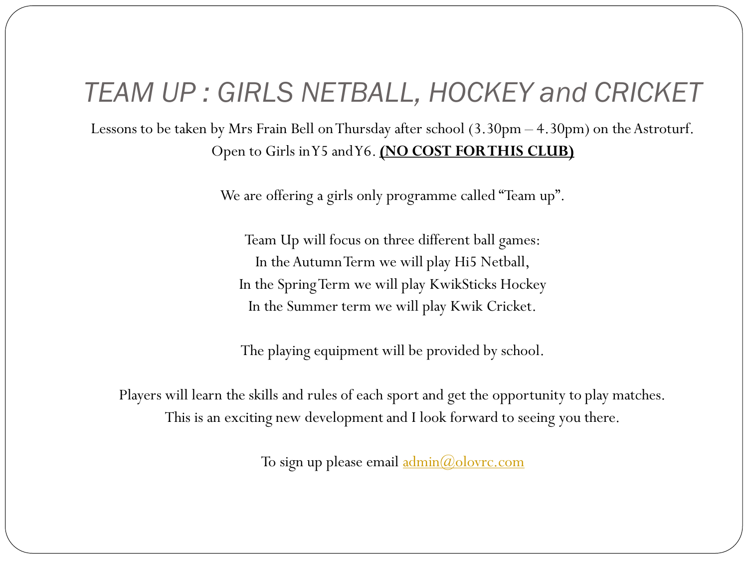# *TEAM UP : GIRLS NETBALL, HOCKEY and CRICKET*

Lessons to be taken by Mrs Frain Bell on Thursday after school (3.30pm – 4.30pm) on the Astroturf.
Open to Girls in Y5 and Y6. **(NO COST FOR THIS CLUB)**

We are offering a girls only programme called "Team up".

Team Up will focus on three different ball games:
In the Autumn Term we will play Hi5 Netball,
In the Spring Term we will play KwikSticks Hockey
In the Summer term we will play Kwik Cricket.

The playing equipment will be provided by school.

Players will learn the skills and rules of each sport and get the opportunity to play matches.
This is an exciting new development and I look forward to seeing you there.

To sign up please email admin@olovrc.com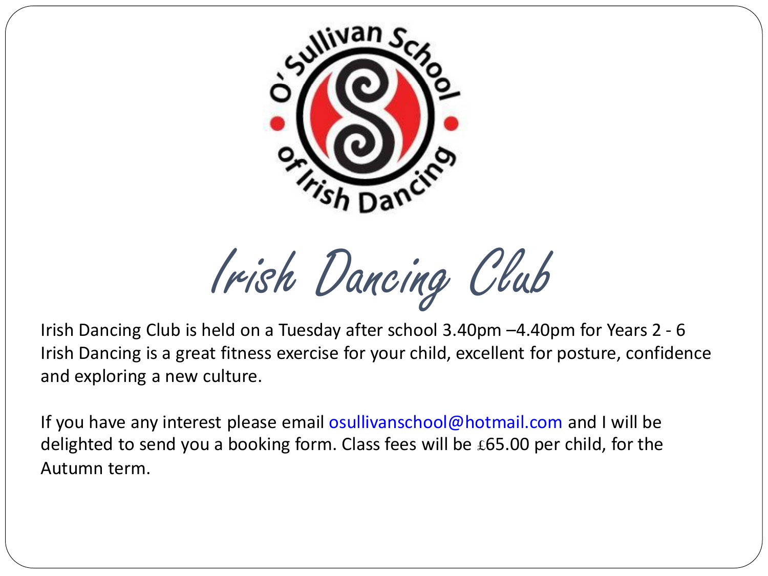# Irish Dancing Club

Irish Dancing Club is held on a Tuesday after school 3.40pm –4.40pm for Years 2 - 6
Irish Dancing is a great fitness exercise for your child, excellent for posture, confidence and exploring a new culture.

If you have any interest please email osullivanschool@hotmail.com and I will be delighted to send you a booking form. Class fees will be £65.00 per child, for the Autumn term.